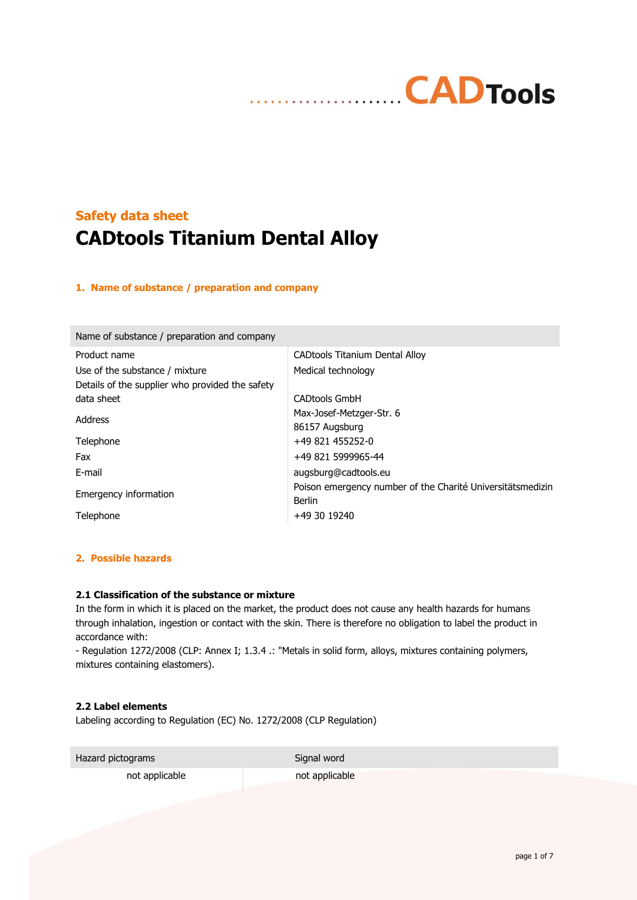## Safety data sheet

# CADtools Titanium Dental Alloy

### 1. Name of substance / preparation and company

| Name of substance / preparation and company | |
|---|---|
| Product name | CADtools Titanium Dental Alloy |
| Use of the substance / mixture | Medical technology |
| Details of the supplier who provided the safety data sheet | CADtools GmbH |
| Address | Max-Josef-Metzger-Str. 6<br>86157 Augsburg |
| Telephone | +49 821 455252-0 |
| Fax | +49 821 5999965-44 |
| E-mail | augsburg@cadtools.eu |
| Emergency information | Poison emergency number of the Charité Universitätsmedizin Berlin |
| Telephone | +49 30 19240 |

### 2. Possible hazards

#### 2.1 Classification of the substance or mixture

In the form in which it is placed on the market, the product does not cause any health hazards for humans through inhalation, ingestion or contact with the skin. There is therefore no obligation to label the product in accordance with:

- Regulation 1272/2008 (CLP: Annex I; 1.3.4 .: "Metals in solid form, alloys, mixtures containing polymers, mixtures containing elastomers).

#### 2.2 Label elements

Labeling according to Regulation (EC) No. 1272/2008 (CLP Regulation)

| Hazard pictograms | Signal word |
|---|---|
| not applicable | not applicable |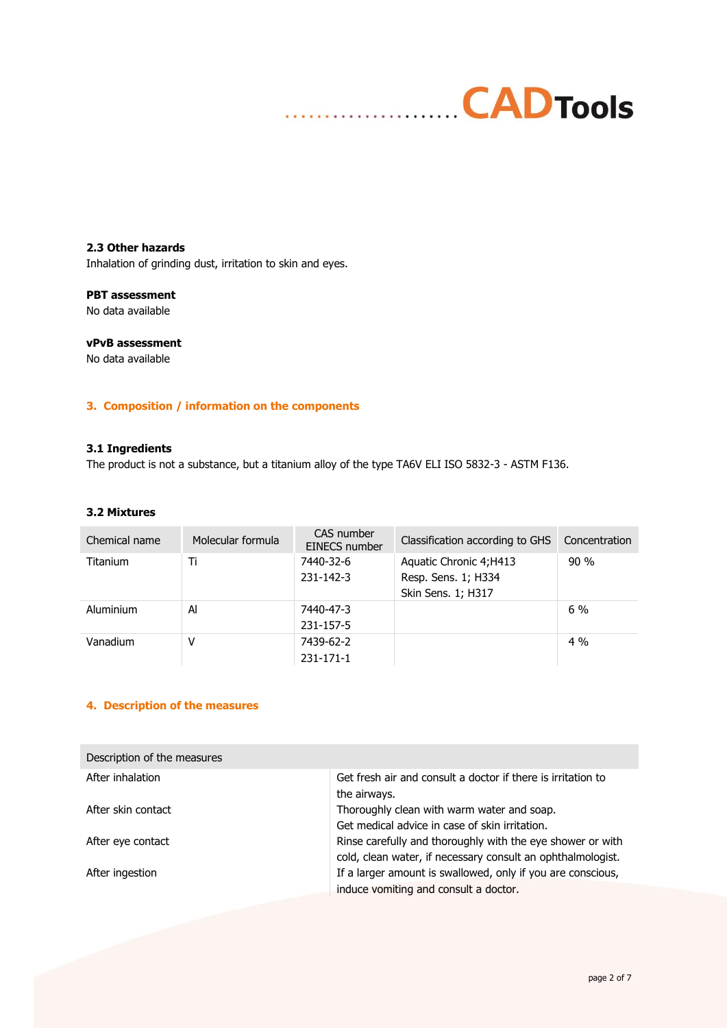### 2.3 Other hazards

Inhalation of grinding dust, irritation to skin and eyes.

**PBT assessment**

No data available

**vPvB assessment**

No data available

## 3. Composition / information on the components

### 3.1 Ingredients

The product is not a substance, but a titanium alloy of the type TA6V ELI ISO 5832-3 - ASTM F136.

### 3.2 Mixtures

| Chemical name | Molecular formula | CAS number EINECS number | Classification according to GHS | Concentration |
|---|---|---|---|---|
| Titanium | Ti | 7440-32-6<br>231-142-3 | Aquatic Chronic 4;H413<br>Resp. Sens. 1; H334<br>Skin Sens. 1; H317 | 90 % |
| Aluminium | Al | 7440-47-3<br>231-157-5 | | 6 % |
| Vanadium | V | 7439-62-2<br>231-171-1 | | 4 % |

## 4. Description of the measures

| Description of the measures | |
|---|---|
| After inhalation | Get fresh air and consult a doctor if there is irritation to the airways. |
| After skin contact | Thoroughly clean with warm water and soap.<br>Get medical advice in case of skin irritation. |
| After eye contact | Rinse carefully and thoroughly with the eye shower or with cold, clean water, if necessary consult an ophthalmologist. |
| After ingestion | If a larger amount is swallowed, only if you are conscious, induce vomiting and consult a doctor. |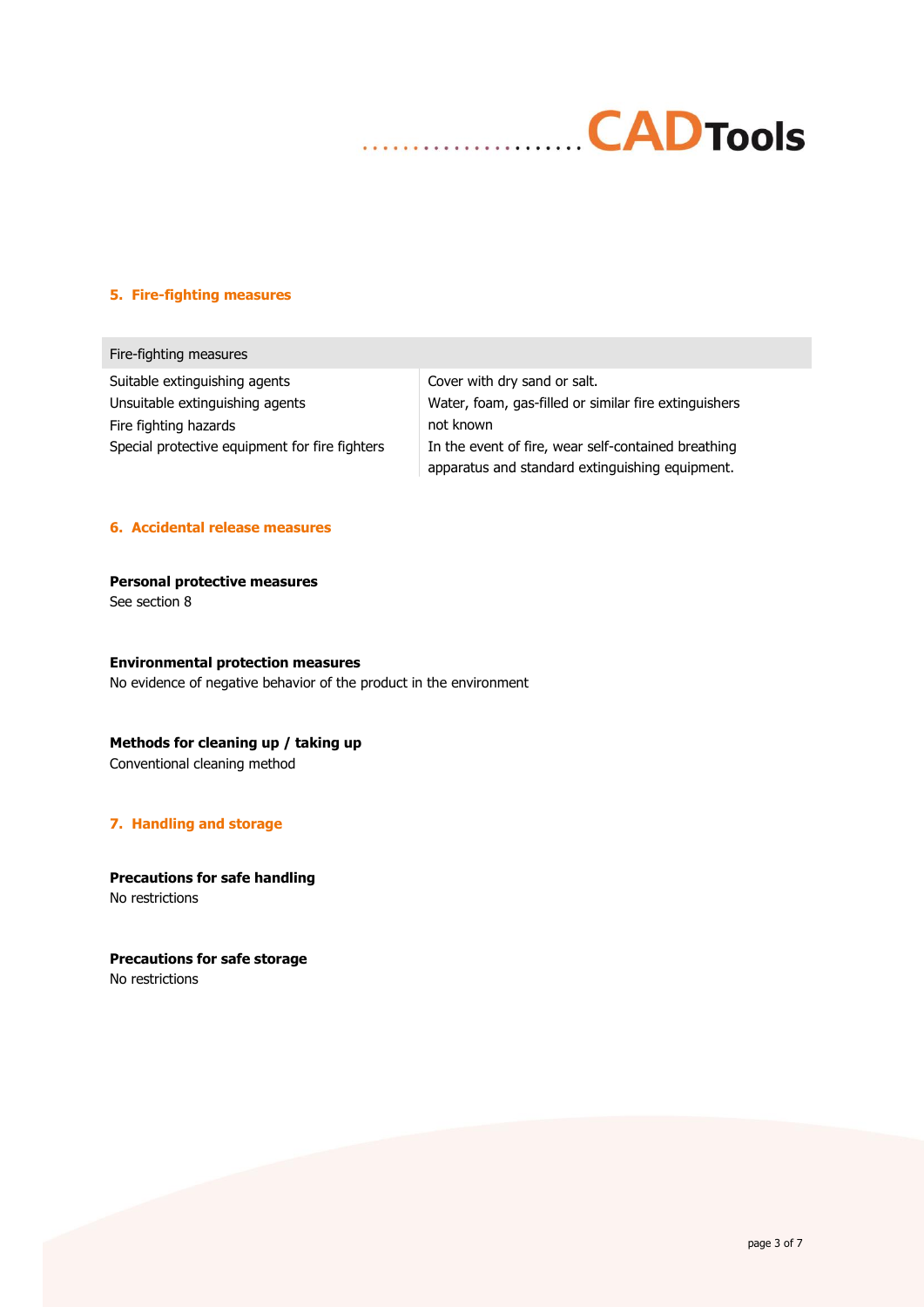## 5. Fire-fighting measures

| Fire-fighting measures | |
|---|---|
| Suitable extinguishing agents | Cover with dry sand or salt. |
| Unsuitable extinguishing agents | Water, foam, gas-filled or similar fire extinguishers |
| Fire fighting hazards | not known |
| Special protective equipment for fire fighters | In the event of fire, wear self-contained breathing apparatus and standard extinguishing equipment. |

## 6. Accidental release measures

**Personal protective measures**
See section 8

**Environmental protection measures**
No evidence of negative behavior of the product in the environment

**Methods for cleaning up / taking up**
Conventional cleaning method

## 7. Handling and storage

**Precautions for safe handling**
No restrictions

**Precautions for safe storage**
No restrictions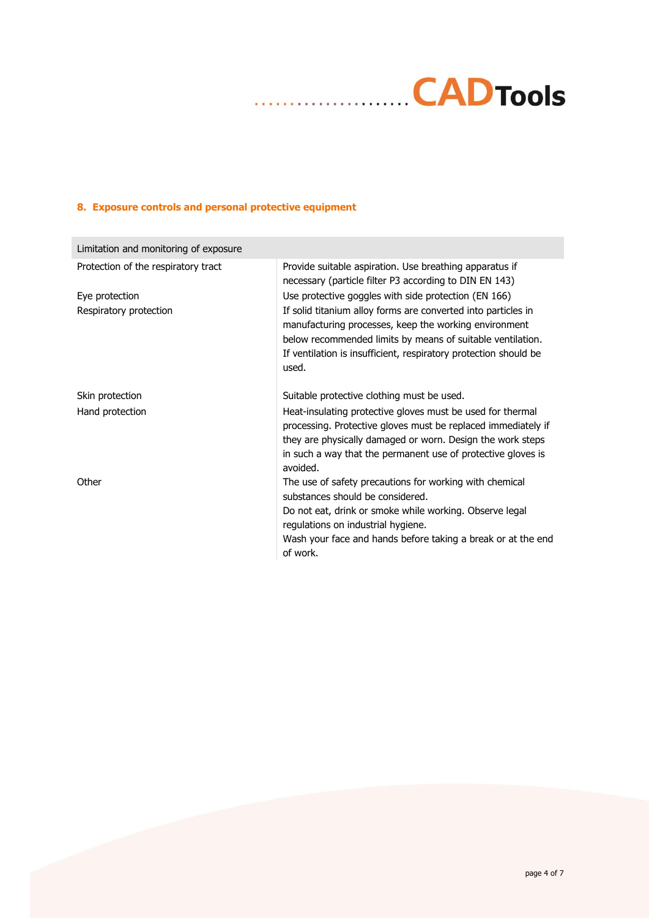## 8. Exposure controls and personal protective equipment

| Limitation and monitoring of exposure | |
|---|---|
| Protection of the respiratory tract | Provide suitable aspiration. Use breathing apparatus if necessary (particle filter P3 according to DIN EN 143) |
| Eye protection | Use protective goggles with side protection (EN 166) |
| Respiratory protection | If solid titanium alloy forms are converted into particles in manufacturing processes, keep the working environment below recommended limits by means of suitable ventilation. If ventilation is insufficient, respiratory protection should be used. |
| Skin protection | Suitable protective clothing must be used. |
| Hand protection | Heat-insulating protective gloves must be used for thermal processing. Protective gloves must be replaced immediately if they are physically damaged or worn. Design the work steps in such a way that the permanent use of protective gloves is avoided. |
| Other | The use of safety precautions for working with chemical substances should be considered.<br>Do not eat, drink or smoke while working. Observe legal regulations on industrial hygiene.<br>Wash your face and hands before taking a break or at the end of work. |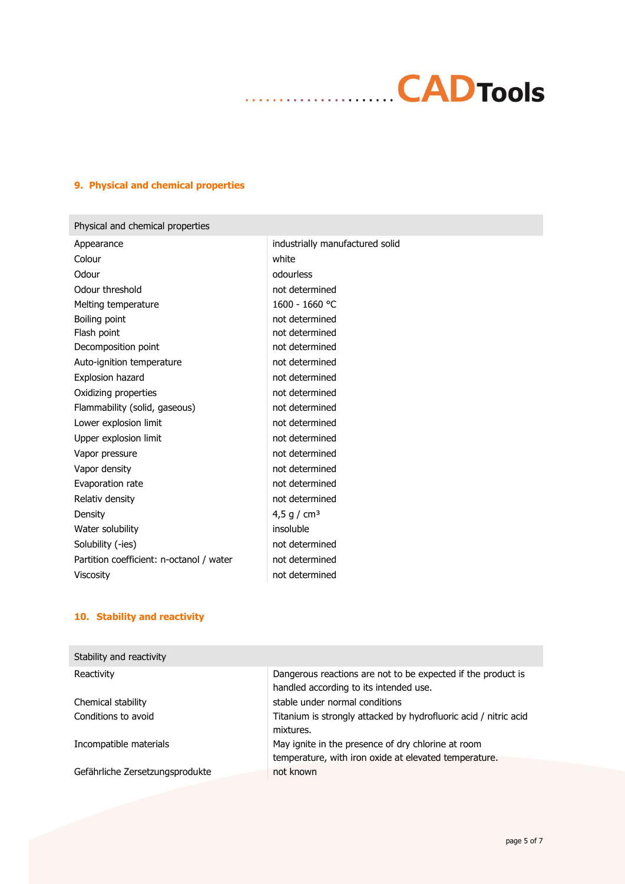## 9. Physical and chemical properties

| Physical and chemical properties | |
|---|---|
| Appearance | industrially manufactured solid |
| Colour | white |
| Odour | odourless |
| Odour threshold | not determined |
| Melting temperature | 1600 - 1660 °C |
| Boiling point | not determined |
| Flash point | not determined |
| Decomposition point | not determined |
| Auto-ignition temperature | not determined |
| Explosion hazard | not determined |
| Oxidizing properties | not determined |
| Flammability (solid, gaseous) | not determined |
| Lower explosion limit | not determined |
| Upper explosion limit | not determined |
| Vapor pressure | not determined |
| Vapor density | not determined |
| Evaporation rate | not determined |
| Relativ density | not determined |
| Density | 4,5 g / cm³ |
| Water solubility | insoluble |
| Solubility (-ies) | not determined |
| Partition coefficient: n-octanol / water | not determined |
| Viscosity | not determined |

## 10. Stability and reactivity

| Stability and reactivity | |
|---|---|
| Reactivity | Dangerous reactions are not to be expected if the product is handled according to its intended use. |
| Chemical stability | stable under normal conditions |
| Conditions to avoid | Titanium is strongly attacked by hydrofluoric acid / nitric acid mixtures. |
| Incompatible materials | May ignite in the presence of dry chlorine at room temperature, with iron oxide at elevated temperature. |
| Gefährliche Zersetzungsprodukte | not known |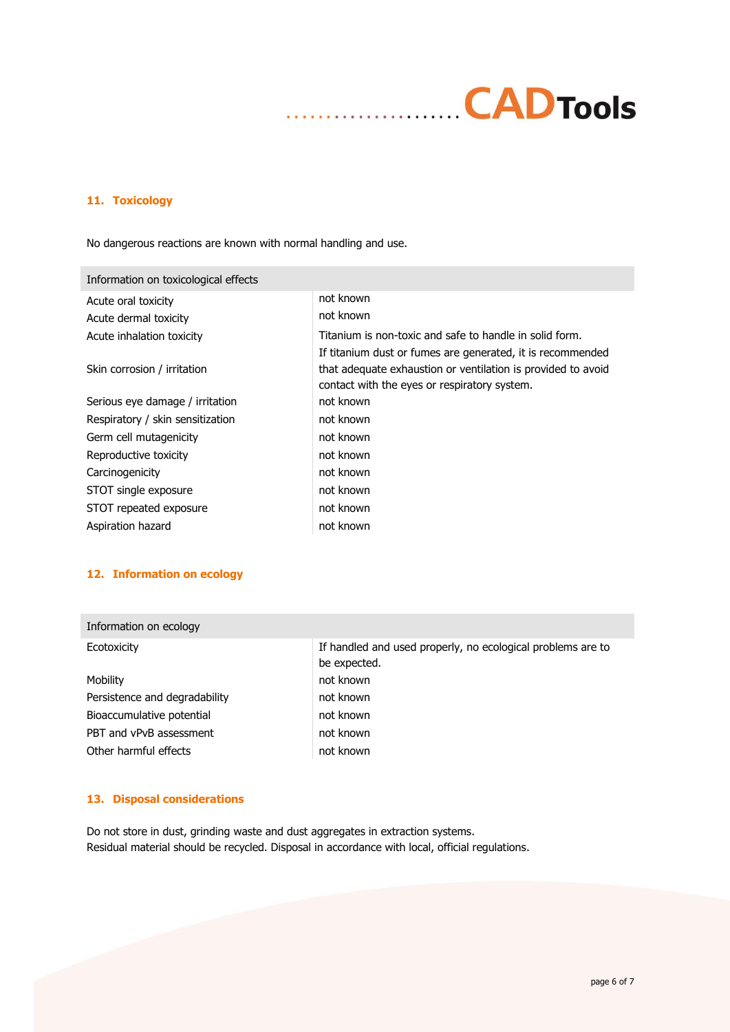## 11. Toxicology

No dangerous reactions are known with normal handling and use.

| Information on toxicological effects | |
|---|---|
| Acute oral toxicity | not known |
| Acute dermal toxicity | not known |
| Acute inhalation toxicity | Titanium is non-toxic and safe to handle in solid form. |
| Skin corrosion / irritation | If titanium dust or fumes are generated, it is recommended that adequate exhaustion or ventilation is provided to avoid contact with the eyes or respiratory system. |
| Serious eye damage / irritation | not known |
| Respiratory / skin sensitization | not known |
| Germ cell mutagenicity | not known |
| Reproductive toxicity | not known |
| Carcinogenicity | not known |
| STOT single exposure | not known |
| STOT repeated exposure | not known |
| Aspiration hazard | not known |

## 12. Information on ecology

| Information on ecology | |
|---|---|
| Ecotoxicity | If handled and used properly, no ecological problems are to be expected. |
| Mobility | not known |
| Persistence and degradability | not known |
| Bioaccumulative potential | not known |
| PBT and vPvB assessment | not known |
| Other harmful effects | not known |

## 13. Disposal considerations

Do not store in dust, grinding waste and dust aggregates in extraction systems.
Residual material should be recycled. Disposal in accordance with local, official regulations.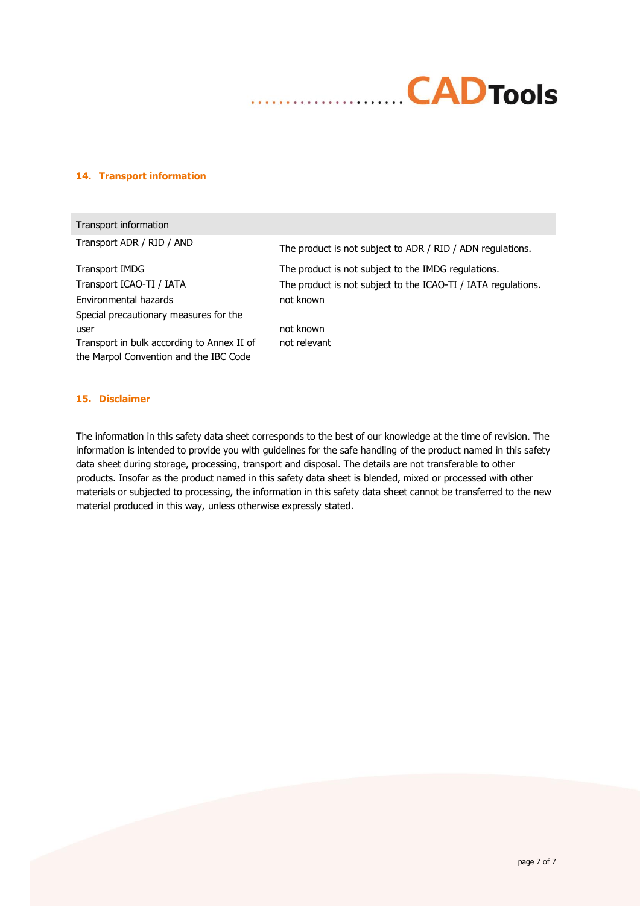## 14. Transport information

| Transport information | |
|---|---|
| Transport ADR / RID / AND | The product is not subject to ADR / RID / ADN regulations. |
| Transport IMDG | The product is not subject to the IMDG regulations. |
| Transport ICAO-TI / IATA | The product is not subject to the ICAO-TI / IATA regulations. |
| Environmental hazards | not known |
| Special precautionary measures for the user | not known |
| Transport in bulk according to Annex II of the Marpol Convention and the IBC Code | not relevant |

## 15. Disclaimer

The information in this safety data sheet corresponds to the best of our knowledge at the time of revision. The information is intended to provide you with guidelines for the safe handling of the product named in this safety data sheet during storage, processing, transport and disposal. The details are not transferable to other products. Insofar as the product named in this safety data sheet is blended, mixed or processed with other materials or subjected to processing, the information in this safety data sheet cannot be transferred to the new material produced in this way, unless otherwise expressly stated.